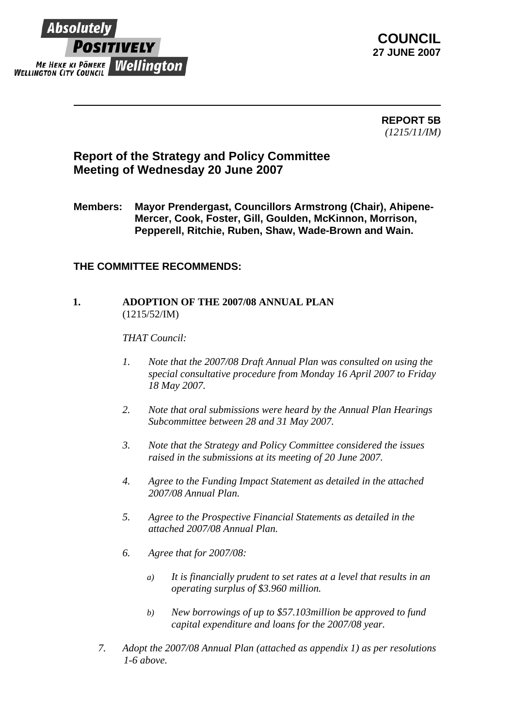Absolutely POSITIVELY Wellington
ME HEKE KI PŌNEKE
WELLINGTON CITY COUNCIL

**COUNCIL**
**27 JUNE 2007**

---

**REPORT 5B**
*(1215/11/IM)*

## Report of the Strategy and Policy Committee Meeting of Wednesday 20 June 2007

**Members:** **Mayor Prendergast, Councillors Armstrong (Chair), Ahipene-Mercer, Cook, Foster, Gill, Goulden, McKinnon, Morrison, Pepperell, Ritchie, Ruben, Shaw, Wade-Brown and Wain.**

### THE COMMITTEE RECOMMENDS:

**1. ADOPTION OF THE 2007/08 ANNUAL PLAN**
(1215/52/IM)

*THAT Council:*

1. *Note that the 2007/08 Draft Annual Plan was consulted on using the special consultative procedure from Monday 16 April 2007 to Friday 18 May 2007.*
2. *Note that oral submissions were heard by the Annual Plan Hearings Subcommittee between 28 and 31 May 2007.*
3. *Note that the Strategy and Policy Committee considered the issues raised in the submissions at its meeting of 20 June 2007.*
4. *Agree to the Funding Impact Statement as detailed in the attached 2007/08 Annual Plan.*
5. *Agree to the Prospective Financial Statements as detailed in the attached 2007/08 Annual Plan.*
6. *Agree that for 2007/08:*
   a) *It is financially prudent to set rates at a level that results in an operating surplus of $3.960 million.*
   b) *New borrowings of up to $57.103million be approved to fund capital expenditure and loans for the 2007/08 year.*
7. *Adopt the 2007/08 Annual Plan (attached as appendix 1) as per resolutions 1-6 above.*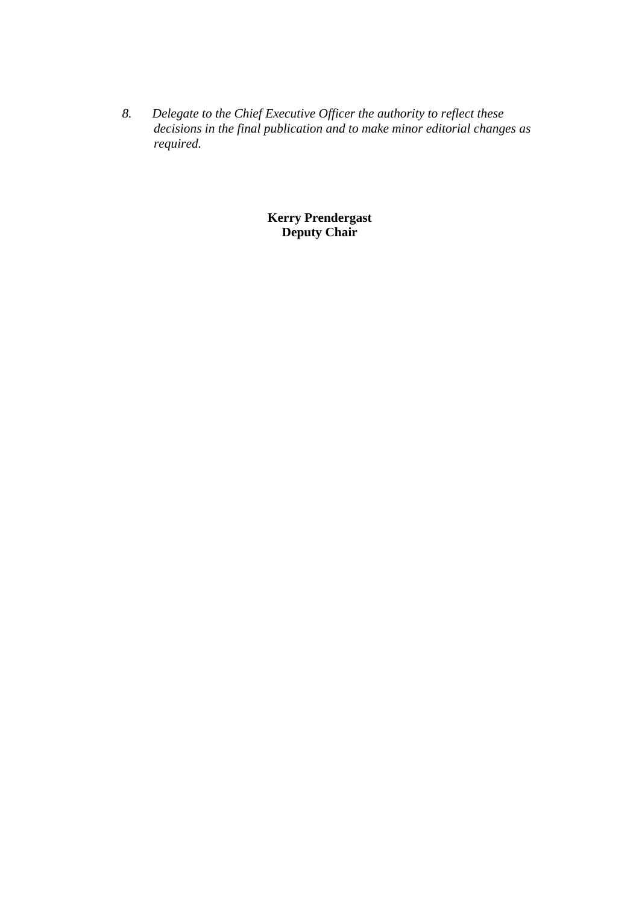8. *Delegate to the Chief Executive Officer the authority to reflect these decisions in the final publication and to make minor editorial changes as required.*

**Kerry Prendergast**
**Deputy Chair**